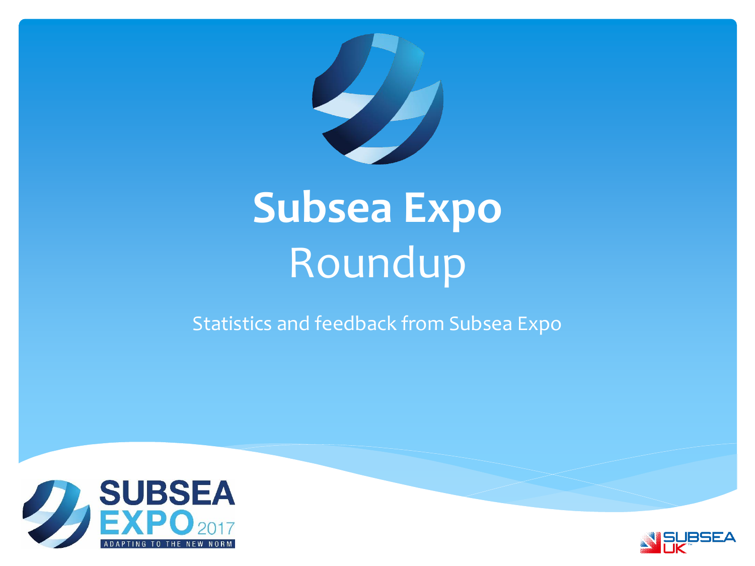# Subsea Expo
## Roundup

Statistics and feedback from Subsea Expo

SUBSEA EXPO 2017
ADAPTING TO THE NEW NORM

SUBSEA UK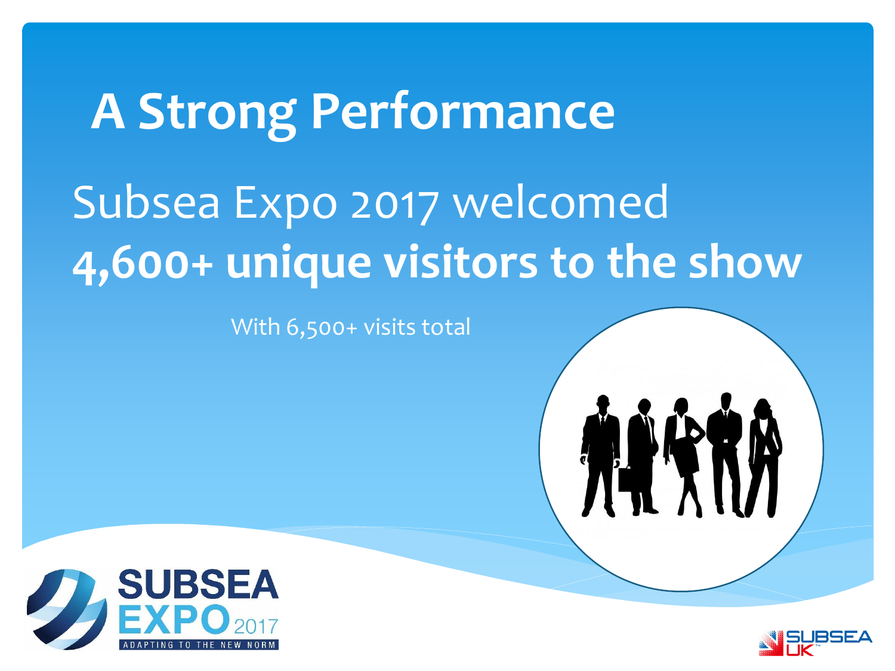# A Strong Performance

Subsea Expo 2017 welcomed
**4,600+ unique visitors to the show**

With 6,500+ visits total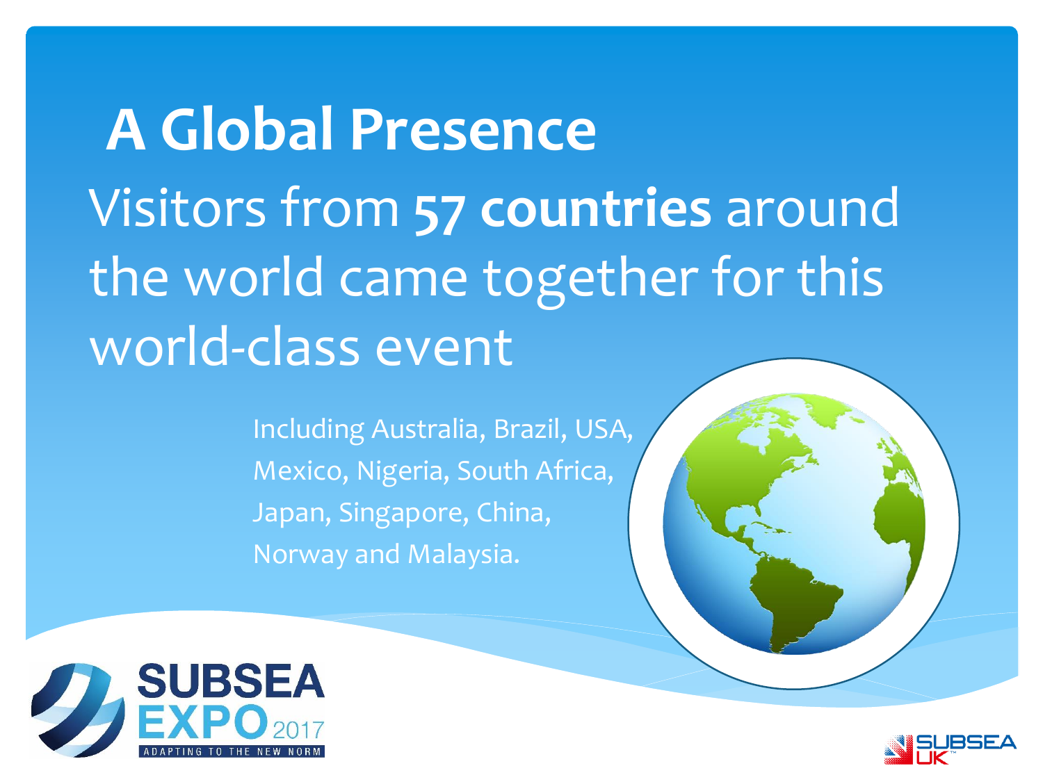# A Global Presence

Visitors from **57 countries** around the world came together for this world-class event

Including Australia, Brazil, USA, Mexico, Nigeria, South Africa, Japan, Singapore, China, Norway and Malaysia.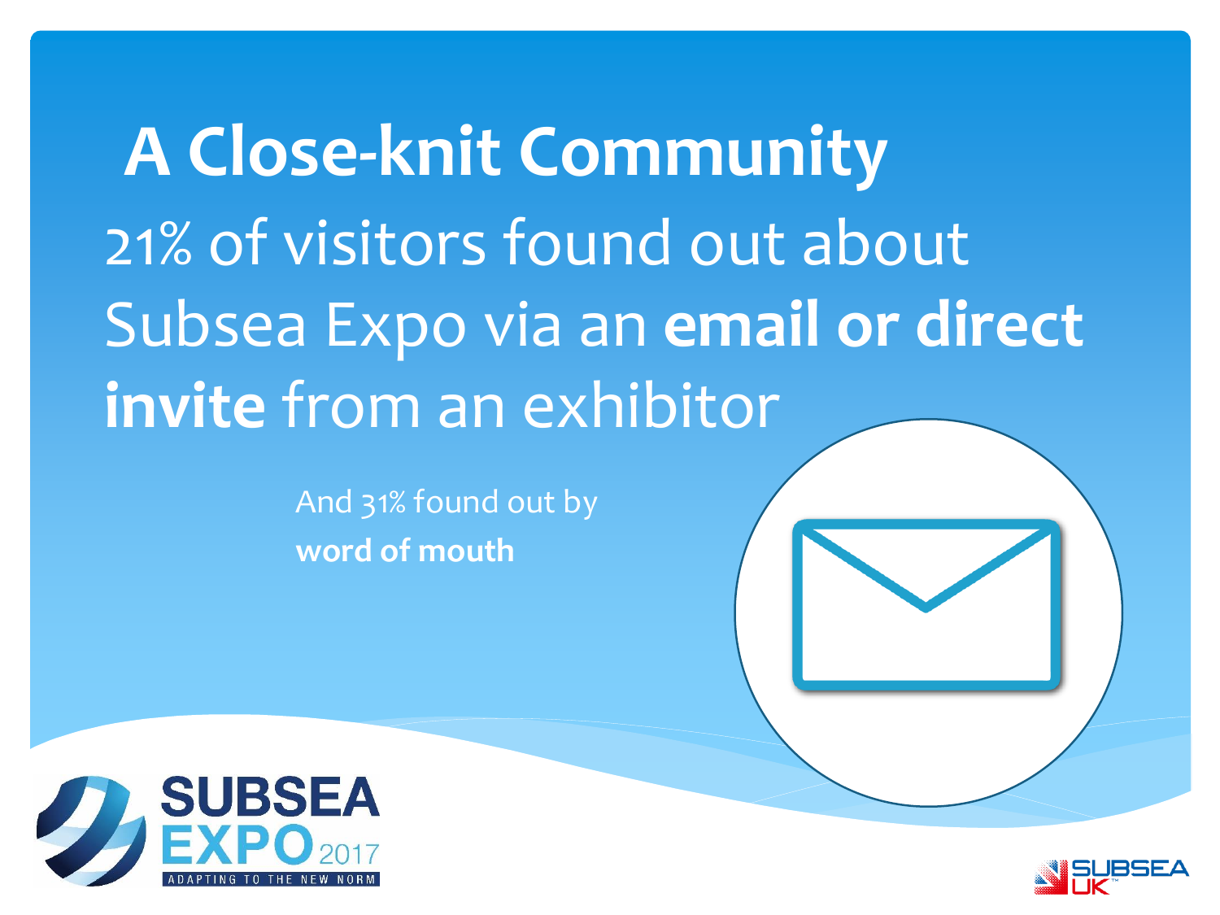# A Close-knit Community

21% of visitors found out about Subsea Expo via an **email or direct invite** from an exhibitor

And 31% found out by **word of mouth**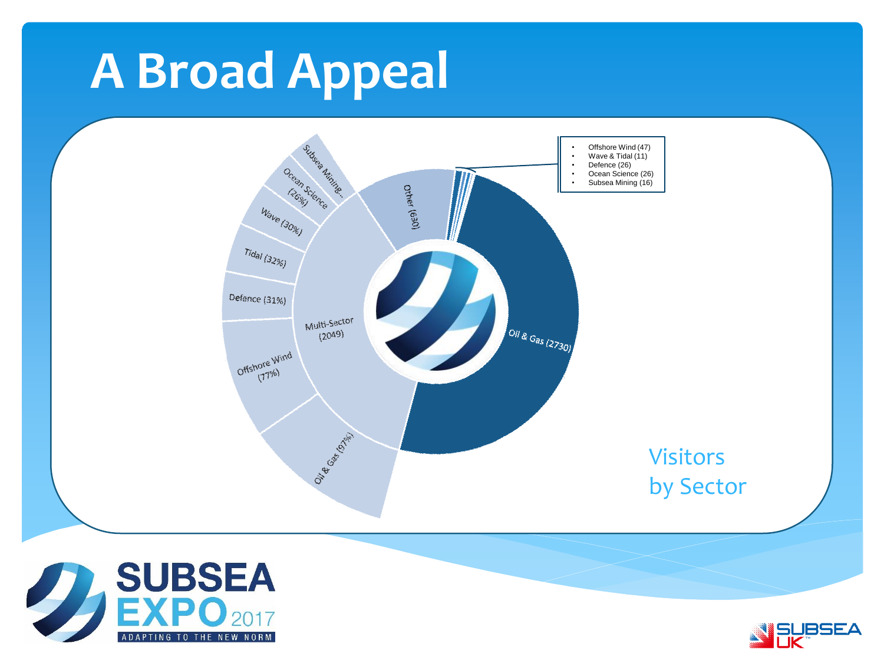# A Broad Appeal

- Offshore Wind (47)
- Wave & Tidal (11)
- Defence (26)
- Ocean Science (26)
- Subsea Mining (16)

Subsea Mining...

Ocean Science (26%)

Wave (30%)

Tidal (32%)

Defence (31%)

Offshore Wind (77%)

Oil & Gas (97%)

Multi-Sector (2049)

Other (630)

Oil & Gas (2730)

Visitors by Sector

SUBSEA EXPO 2017

ADAPTING TO THE NEW NORM

SUBSEA UK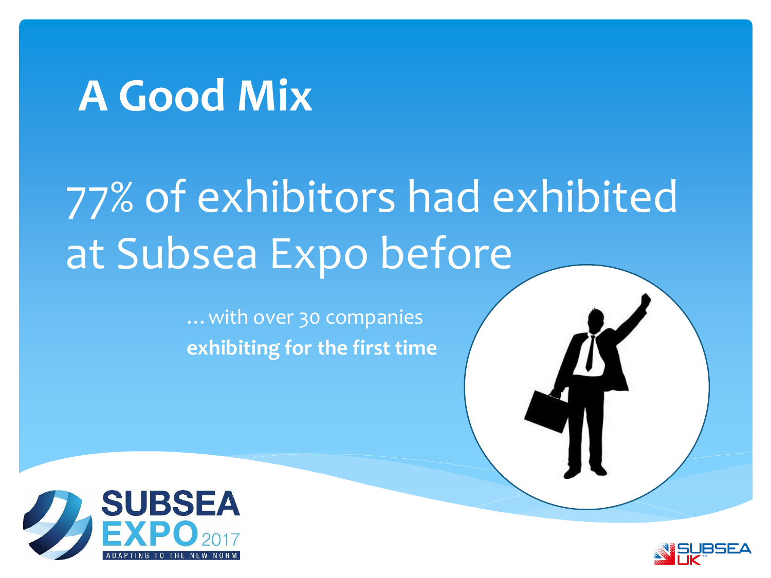# A Good Mix

## 77% of exhibitors had exhibited at Subsea Expo before

… with over 30 companies **exhibiting for the first time**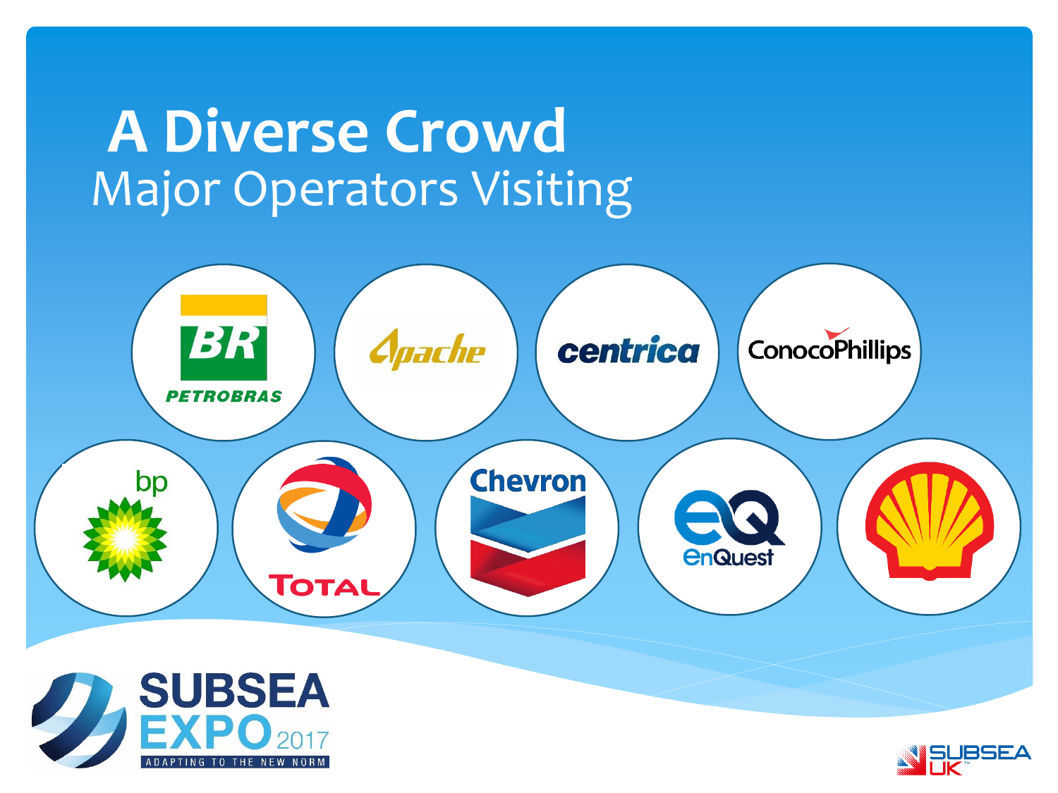# A Diverse Crowd

## Major Operators Visiting

PETROBRAS

Apache

centrica

ConocoPhillips

bp

TOTAL

Chevron

EnQuest

SUBSEA EXPO 2017

ADAPTING TO THE NEW NORM

SUBSEA UK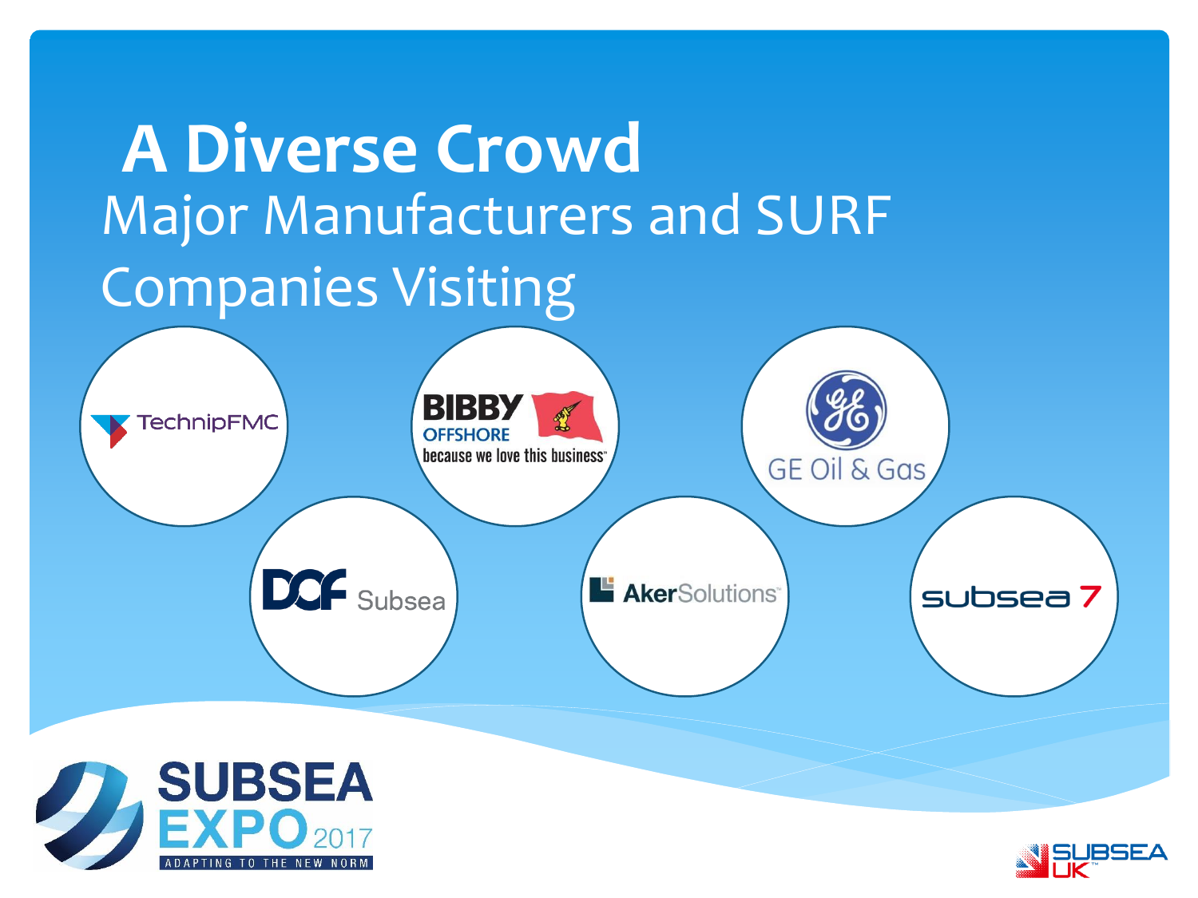# A Diverse Crowd

## Major Manufacturers and SURF Companies Visiting

TechnipFMC

BIBBY OFFSHORE because we love this business

GE Oil & Gas

DOF Subsea

AkerSolutions

subsea 7

SUBSEA EXPO 2017 ADAPTING TO THE NEW NORM

SUBSEA UK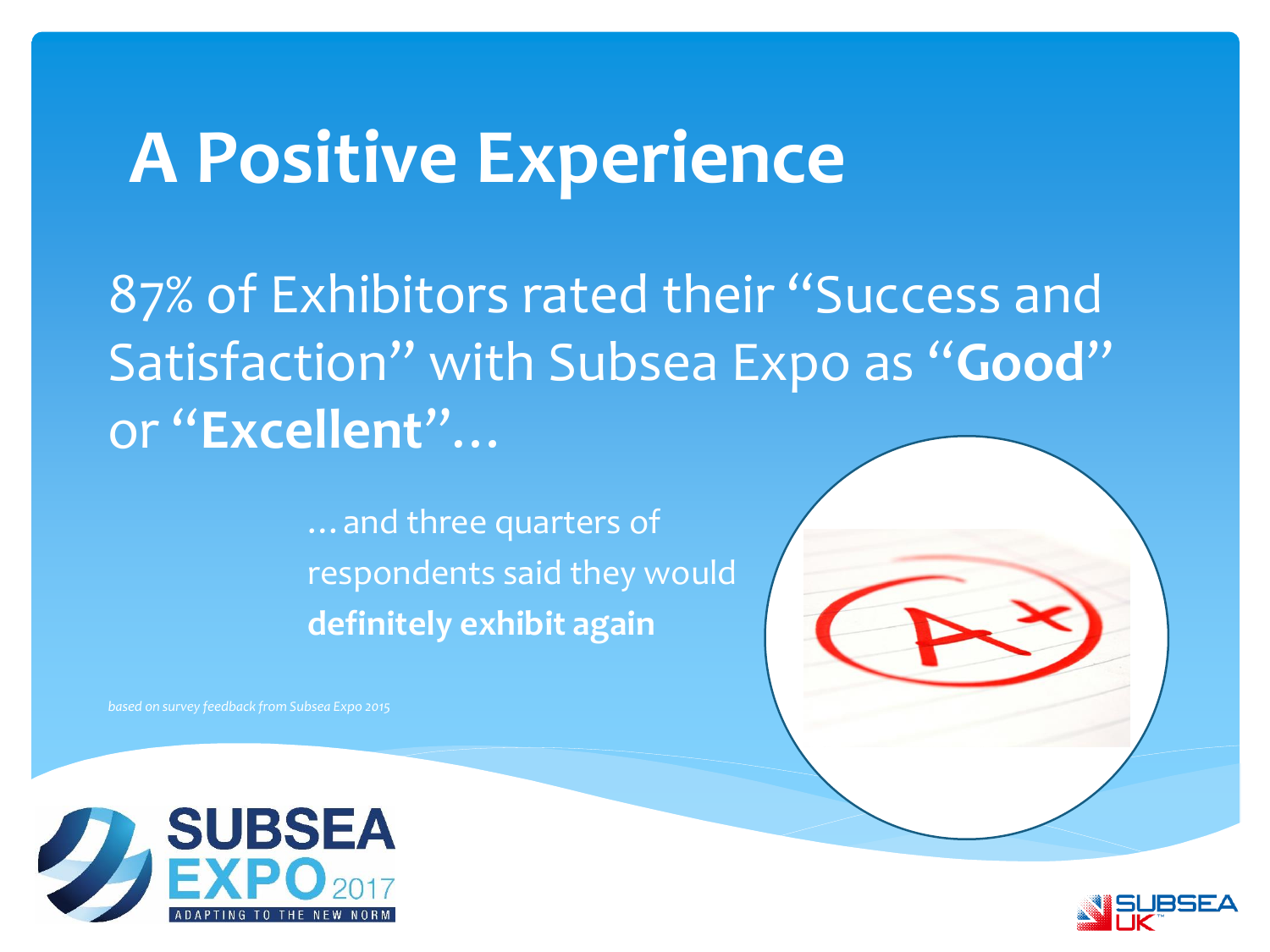# A Positive Experience

87% of Exhibitors rated their "Success and Satisfaction" with Subsea Expo as "**Good**" or "**Excellent**"…

… and three quarters of respondents said they would **definitely exhibit again**

*based on survey feedback from Subsea Expo 2015*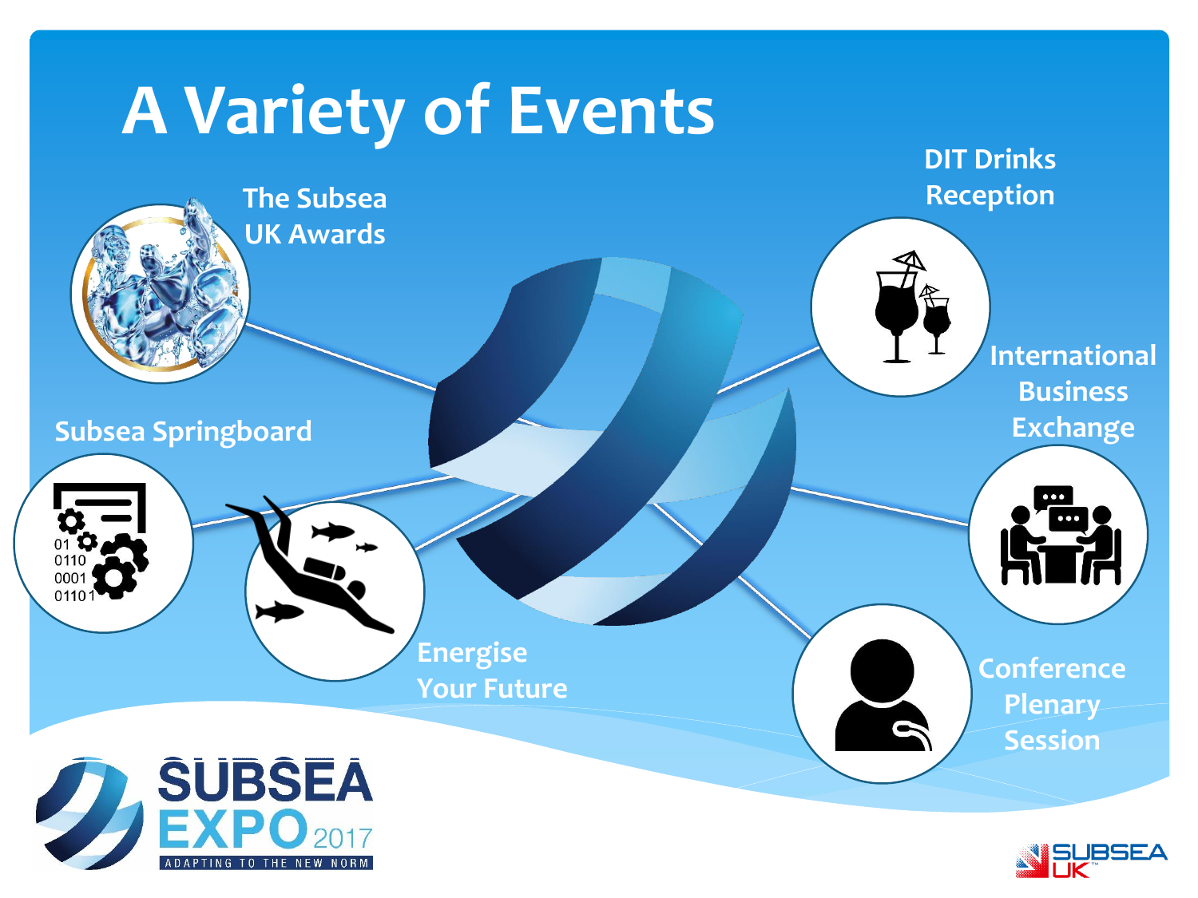# A Variety of Events

- The Subsea UK Awards
- DIT Drinks Reception
- International Business Exchange
- Subsea Springboard
- Energise Your Future
- Conference Plenary Session

SUBSEA EXPO 2017
ADAPTING TO THE NEW NORM

SUBSEA UK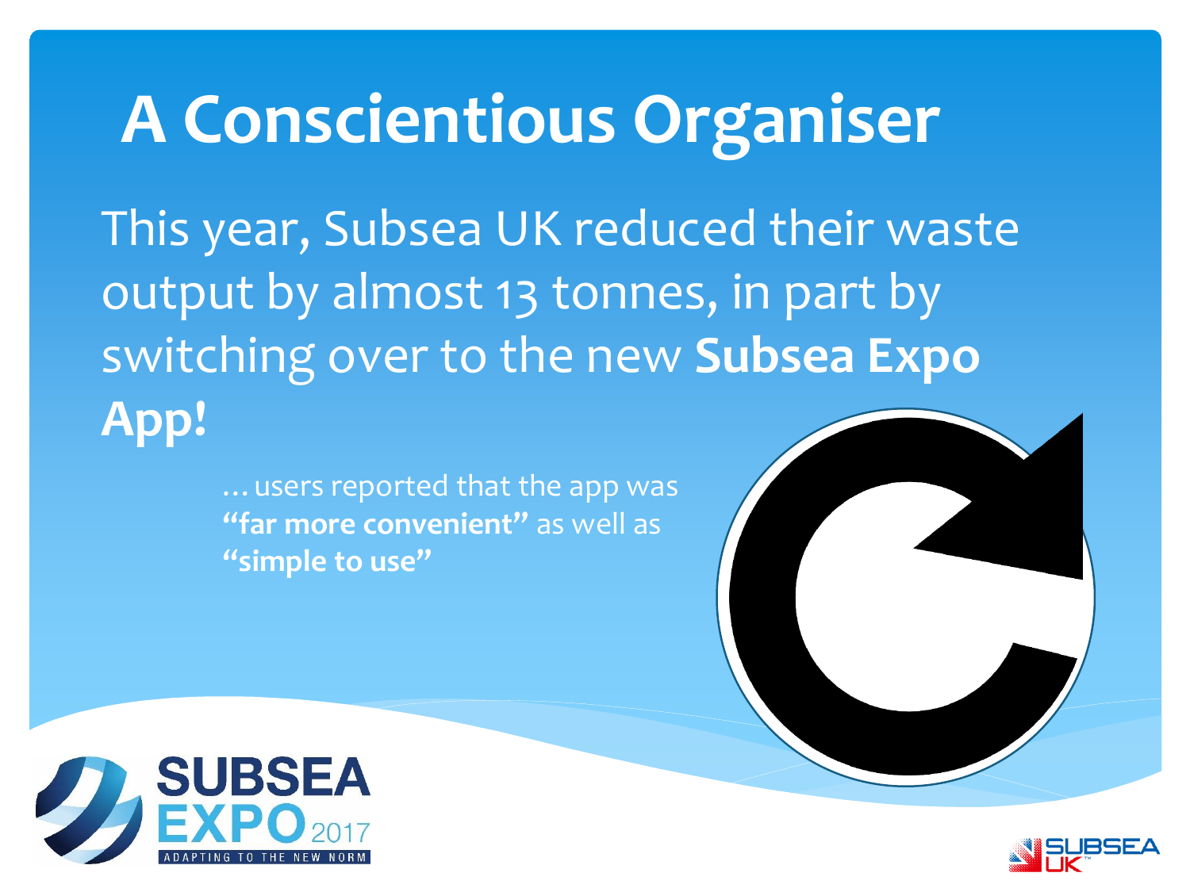# A Conscientious Organiser

This year, Subsea UK reduced their waste output by almost 13 tonnes, in part by switching over to the new **Subsea Expo App!**

…users reported that the app was **"far more convenient"** as well as **"simple to use"**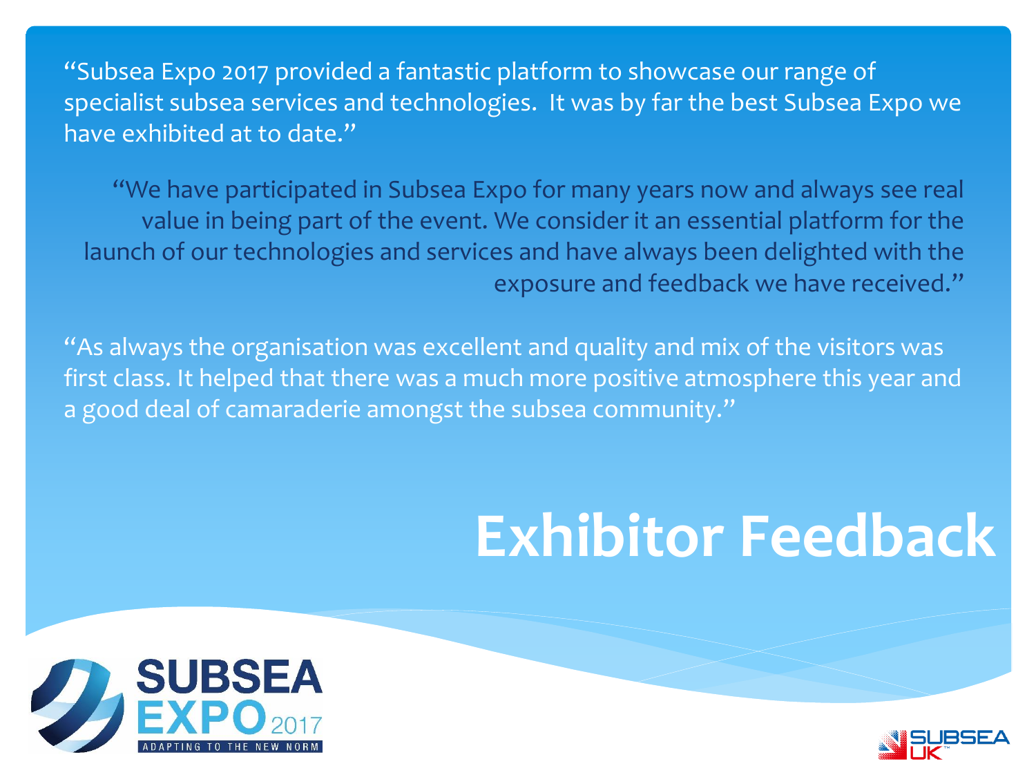# Exhibitor Feedback

"Subsea Expo 2017 provided a fantastic platform to showcase our range of specialist subsea services and technologies. It was by far the best Subsea Expo we have exhibited at to date."

"We have participated in Subsea Expo for many years now and always see real value in being part of the event. We consider it an essential platform for the launch of our technologies and services and have always been delighted with the exposure and feedback we have received."

"As always the organisation was excellent and quality and mix of the visitors was first class. It helped that there was a much more positive atmosphere this year and a good deal of camaraderie amongst the subsea community."

SUBSEA EXPO 2017

ADAPTING TO THE NEW NORM

SUBSEA UK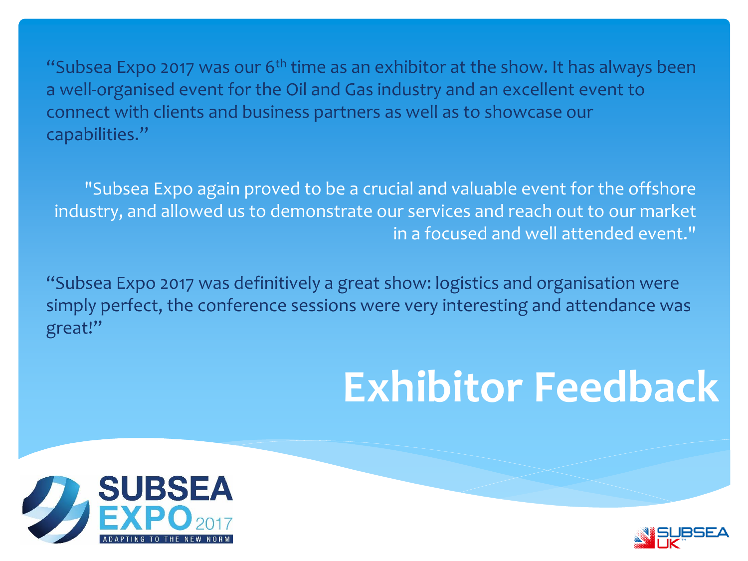"Subsea Expo 2017 was our 6th time as an exhibitor at the show. It has always been a well-organised event for the Oil and Gas industry and an excellent event to connect with clients and business partners as well as to showcase our capabilities."

"Subsea Expo again proved to be a crucial and valuable event for the offshore industry, and allowed us to demonstrate our services and reach out to our market in a focused and well attended event."

"Subsea Expo 2017 was definitively a great show: logistics and organisation were simply perfect, the conference sessions were very interesting and attendance was great!"

# Exhibitor Feedback

SUBSEA EXPO 2017
ADAPTING TO THE NEW NORM

SUBSEA UK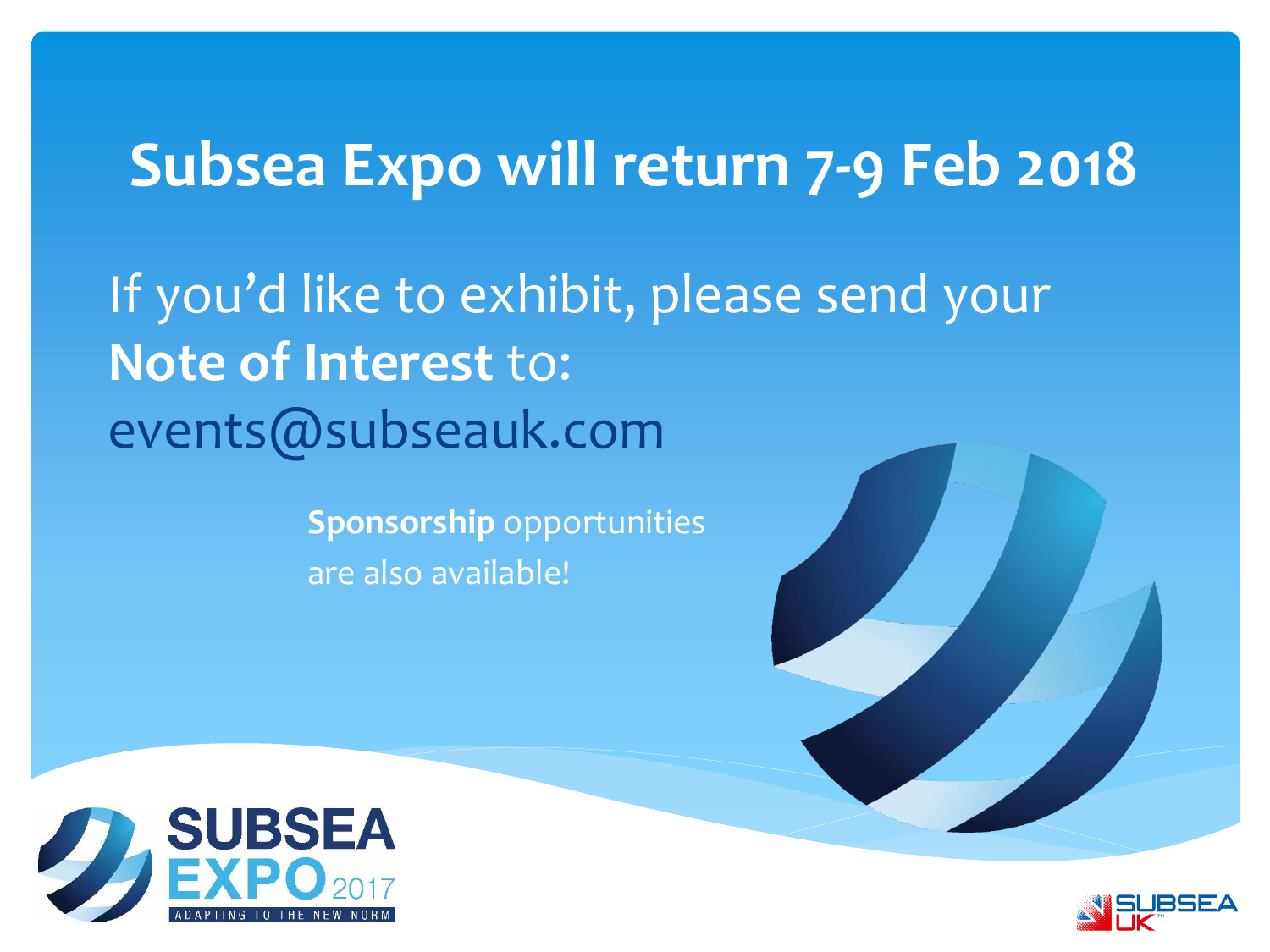# Subsea Expo will return 7-9 Feb 2018

If you'd like to exhibit, please send your **Note of Interest** to:
events@subseauk.com

**Sponsorship** opportunities are also available!

SUBSEA EXPO 2017
ADAPTING TO THE NEW NORM

SUBSEA UK